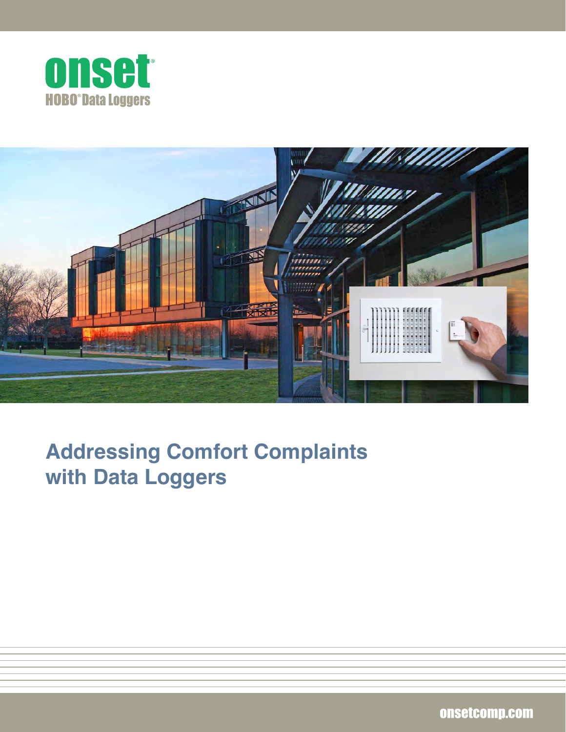onset

HOBO® Data Loggers

# Addressing Comfort Complaints with Data Loggers

onsetcomp.com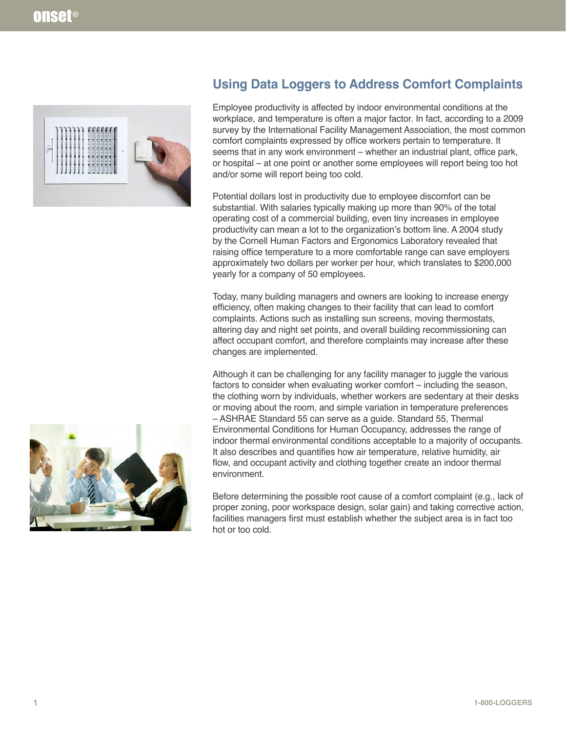## Using Data Loggers to Address Comfort Complaints

Employee productivity is affected by indoor environmental conditions at the workplace, and temperature is often a major factor. In fact, according to a 2009 survey by the International Facility Management Association, the most common comfort complaints expressed by office workers pertain to temperature. It seems that in any work environment – whether an industrial plant, office park, or hospital – at one point or another some employees will report being too hot and/or some will report being too cold.

Potential dollars lost in productivity due to employee discomfort can be substantial. With salaries typically making up more than 90% of the total operating cost of a commercial building, even tiny increases in employee productivity can mean a lot to the organization's bottom line. A 2004 study by the Cornell Human Factors and Ergonomics Laboratory revealed that raising office temperature to a more comfortable range can save employers approximately two dollars per worker per hour, which translates to $200,000 yearly for a company of 50 employees.

Today, many building managers and owners are looking to increase energy efficiency, often making changes to their facility that can lead to comfort complaints. Actions such as installing sun screens, moving thermostats, altering day and night set points, and overall building recommissioning can affect occupant comfort, and therefore complaints may increase after these changes are implemented.

Although it can be challenging for any facility manager to juggle the various factors to consider when evaluating worker comfort – including the season, the clothing worn by individuals, whether workers are sedentary at their desks or moving about the room, and simple variation in temperature preferences – ASHRAE Standard 55 can serve as a guide. Standard 55, Thermal Environmental Conditions for Human Occupancy, addresses the range of indoor thermal environmental conditions acceptable to a majority of occupants. It also describes and quantifies how air temperature, relative humidity, air flow, and occupant activity and clothing together create an indoor thermal environment.

Before determining the possible root cause of a comfort complaint (e.g., lack of proper zoning, poor workspace design, solar gain) and taking corrective action, facilities managers first must establish whether the subject area is in fact too hot or too cold.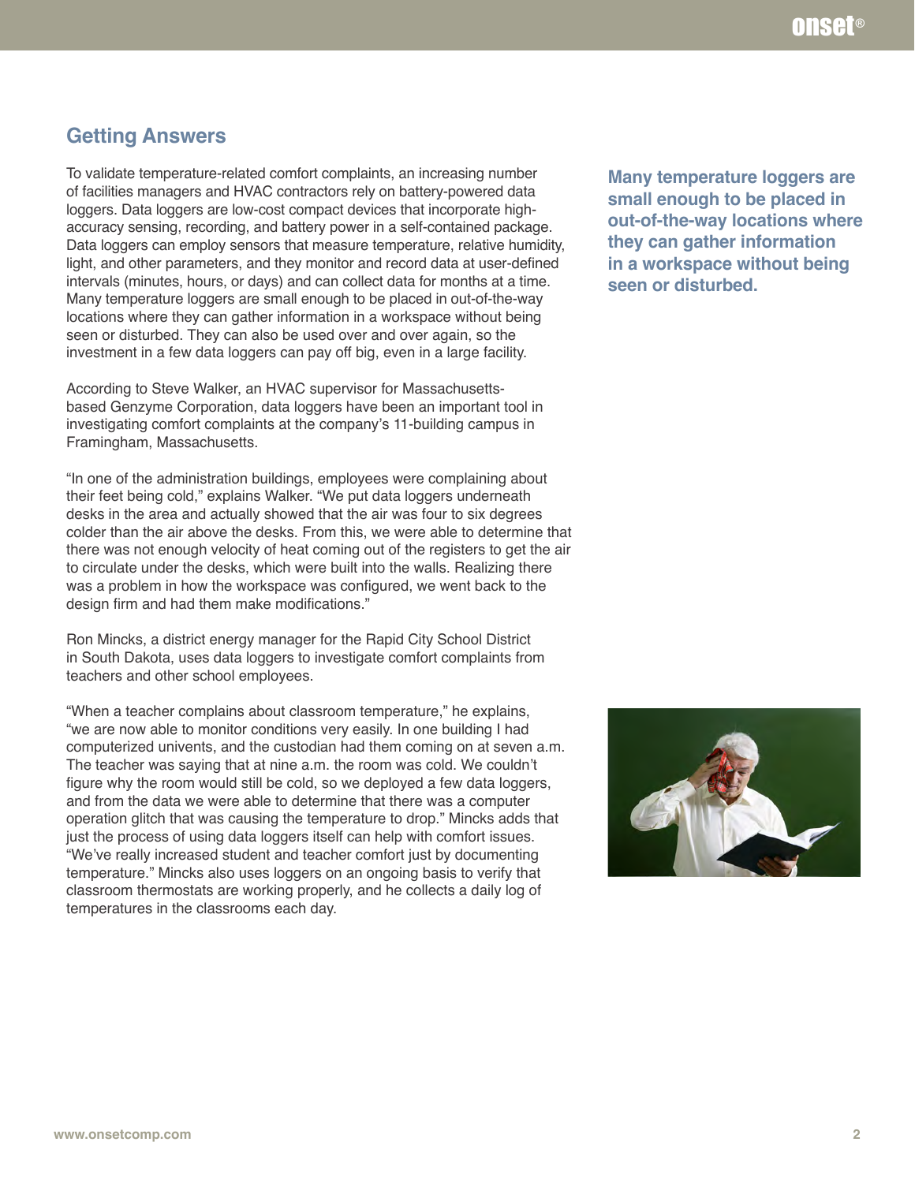## Getting Answers

To validate temperature-related comfort complaints, an increasing number of facilities managers and HVAC contractors rely on battery-powered data loggers. Data loggers are low-cost compact devices that incorporate high-accuracy sensing, recording, and battery power in a self-contained package. Data loggers can employ sensors that measure temperature, relative humidity, light, and other parameters, and they monitor and record data at user-defined intervals (minutes, hours, or days) and can collect data for months at a time. Many temperature loggers are small enough to be placed in out-of-the-way locations where they can gather information in a workspace without being seen or disturbed. They can also be used over and over again, so the investment in a few data loggers can pay off big, even in a large facility.

**Many temperature loggers are small enough to be placed in out-of-the-way locations where they can gather information in a workspace without being seen or disturbed.**

According to Steve Walker, an HVAC supervisor for Massachusetts-based Genzyme Corporation, data loggers have been an important tool in investigating comfort complaints at the company's 11-building campus in Framingham, Massachusetts.

"In one of the administration buildings, employees were complaining about their feet being cold," explains Walker. "We put data loggers underneath desks in the area and actually showed that the air was four to six degrees colder than the air above the desks. From this, we were able to determine that there was not enough velocity of heat coming out of the registers to get the air to circulate under the desks, which were built into the walls. Realizing there was a problem in how the workspace was configured, we went back to the design firm and had them make modifications."

Ron Mincks, a district energy manager for the Rapid City School District in South Dakota, uses data loggers to investigate comfort complaints from teachers and other school employees.

"When a teacher complains about classroom temperature," he explains, "we are now able to monitor conditions very easily. In one building I had computerized univents, and the custodian had them coming on at seven a.m. The teacher was saying that at nine a.m. the room was cold. We couldn't figure why the room would still be cold, so we deployed a few data loggers, and from the data we were able to determine that there was a computer operation glitch that was causing the temperature to drop." Mincks adds that just the process of using data loggers itself can help with comfort issues. "We've really increased student and teacher comfort just by documenting temperature." Mincks also uses loggers on an ongoing basis to verify that classroom thermostats are working properly, and he collects a daily log of temperatures in the classrooms each day.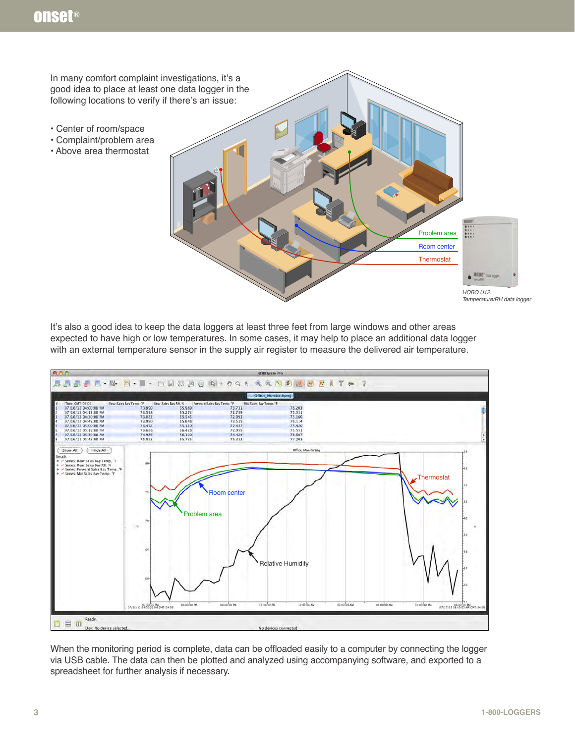In many comfort complaint investigations, it's a good idea to place at least one data logger in the following locations to verify if there's an issue:

- Center of room/space
- Complaint/problem area
- Above area thermostat

HOBO U12 Temperature/RH data logger

It's also a good idea to keep the data loggers at least three feet from large windows and other areas expected to have high or low temperatures. In some cases, it may help to place an additional data logger with an external temperature sensor in the supply air register to measure the delivered air temperature.

When the monitoring period is complete, data can be offloaded easily to a computer by connecting the logger via USB cable. The data can then be plotted and analyzed using accompanying software, and exported to a spreadsheet for further analysis if necessary.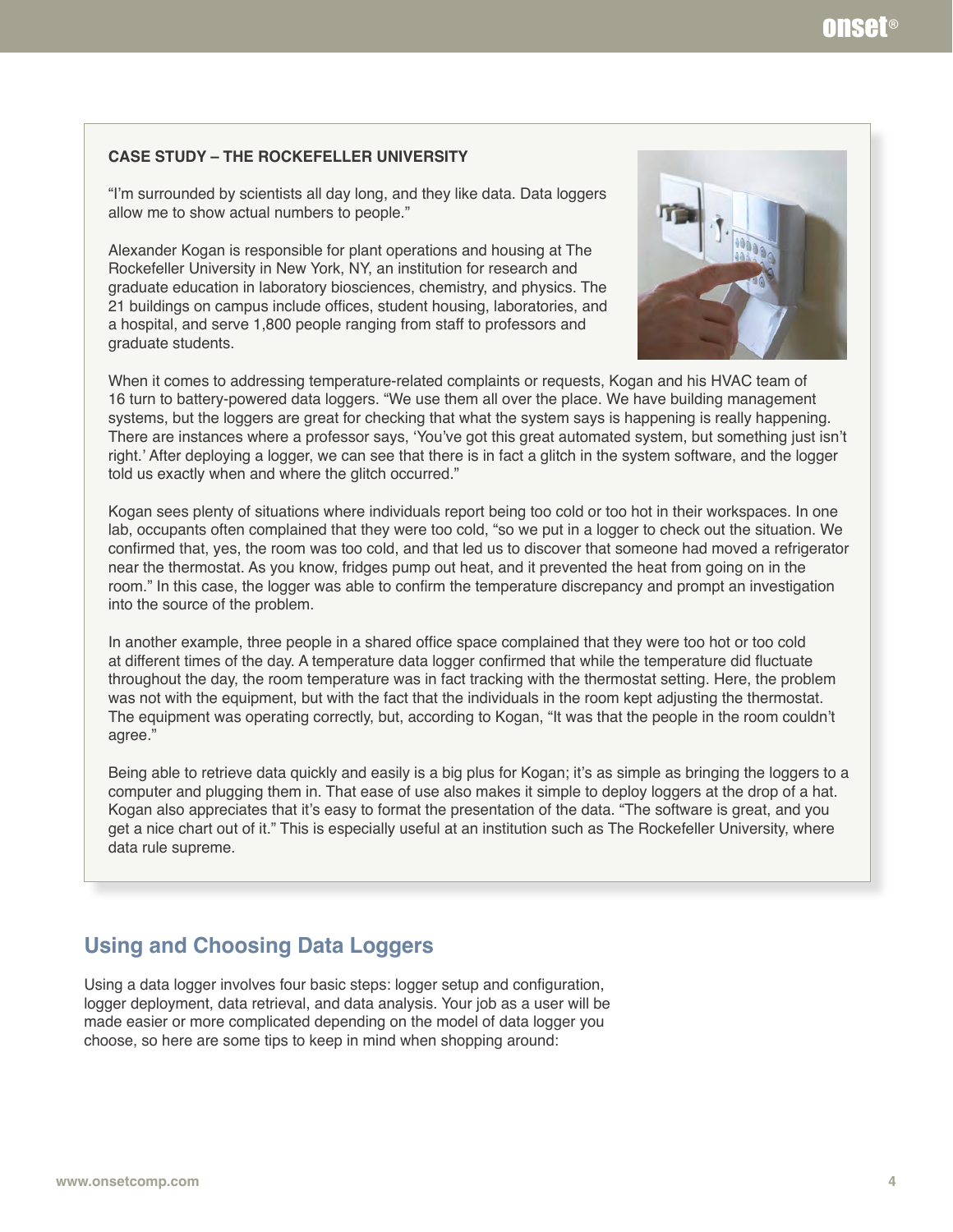**CASE STUDY – THE ROCKEFELLER UNIVERSITY**

"I'm surrounded by scientists all day long, and they like data. Data loggers allow me to show actual numbers to people."

Alexander Kogan is responsible for plant operations and housing at The Rockefeller University in New York, NY, an institution for research and graduate education in laboratory biosciences, chemistry, and physics. The 21 buildings on campus include offices, student housing, laboratories, and a hospital, and serve 1,800 people ranging from staff to professors and graduate students.

When it comes to addressing temperature-related complaints or requests, Kogan and his HVAC team of 16 turn to battery-powered data loggers. "We use them all over the place. We have building management systems, but the loggers are great for checking that what the system says is happening is really happening. There are instances where a professor says, 'You've got this great automated system, but something just isn't right.' After deploying a logger, we can see that there is in fact a glitch in the system software, and the logger told us exactly when and where the glitch occurred."

Kogan sees plenty of situations where individuals report being too cold or too hot in their workspaces. In one lab, occupants often complained that they were too cold, "so we put in a logger to check out the situation. We confirmed that, yes, the room was too cold, and that led us to discover that someone had moved a refrigerator near the thermostat. As you know, fridges pump out heat, and it prevented the heat from going on in the room." In this case, the logger was able to confirm the temperature discrepancy and prompt an investigation into the source of the problem.

In another example, three people in a shared office space complained that they were too hot or too cold at different times of the day. A temperature data logger confirmed that while the temperature did fluctuate throughout the day, the room temperature was in fact tracking with the thermostat setting. Here, the problem was not with the equipment, but with the fact that the individuals in the room kept adjusting the thermostat. The equipment was operating correctly, but, according to Kogan, "It was that the people in the room couldn't agree."

Being able to retrieve data quickly and easily is a big plus for Kogan; it's as simple as bringing the loggers to a computer and plugging them in. That ease of use also makes it simple to deploy loggers at the drop of a hat. Kogan also appreciates that it's easy to format the presentation of the data. "The software is great, and you get a nice chart out of it." This is especially useful at an institution such as The Rockefeller University, where data rule supreme.

## Using and Choosing Data Loggers

Using a data logger involves four basic steps: logger setup and configuration, logger deployment, data retrieval, and data analysis. Your job as a user will be made easier or more complicated depending on the model of data logger you choose, so here are some tips to keep in mind when shopping around: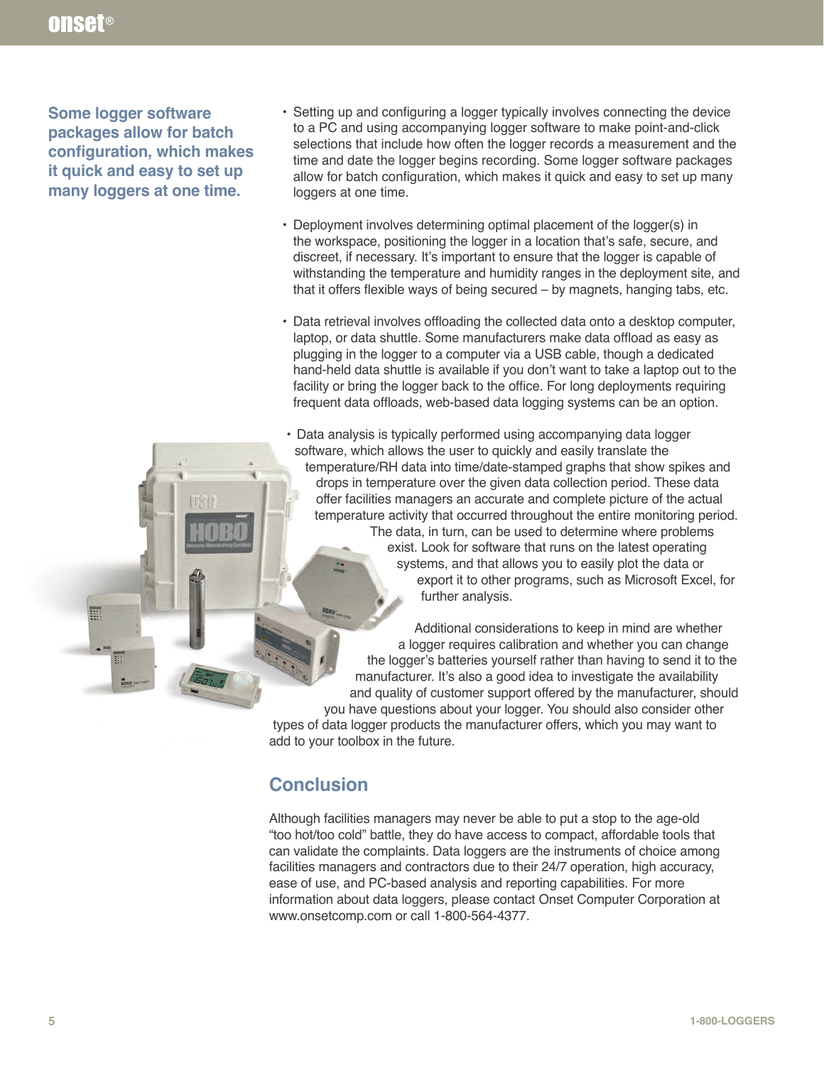**Some logger software packages allow for batch configuration, which makes it quick and easy to set up many loggers at one time.**

- Setting up and configuring a logger typically involves connecting the device to a PC and using accompanying logger software to make point-and-click selections that include how often the logger records a measurement and the time and date the logger begins recording. Some logger software packages allow for batch configuration, which makes it quick and easy to set up many loggers at one time.
- Deployment involves determining optimal placement of the logger(s) in the workspace, positioning the logger in a location that's safe, secure, and discreet, if necessary. It's important to ensure that the logger is capable of withstanding the temperature and humidity ranges in the deployment site, and that it offers flexible ways of being secured – by magnets, hanging tabs, etc.
- Data retrieval involves offloading the collected data onto a desktop computer, laptop, or data shuttle. Some manufacturers make data offload as easy as plugging in the logger to a computer via a USB cable, though a dedicated hand-held data shuttle is available if you don't want to take a laptop out to the facility or bring the logger back to the office. For long deployments requiring frequent data offloads, web-based data logging systems can be an option.
- Data analysis is typically performed using accompanying data logger software, which allows the user to quickly and easily translate the temperature/RH data into time/date-stamped graphs that show spikes and drops in temperature over the given data collection period. These data offer facilities managers an accurate and complete picture of the actual temperature activity that occurred throughout the entire monitoring period. The data, in turn, can be used to determine where problems exist. Look for software that runs on the latest operating systems, and that allows you to easily plot the data or export it to other programs, such as Microsoft Excel, for further analysis.

Additional considerations to keep in mind are whether a logger requires calibration and whether you can change the logger's batteries yourself rather than having to send it to the manufacturer. It's also a good idea to investigate the availability and quality of customer support offered by the manufacturer, should you have questions about your logger. You should also consider other types of data logger products the manufacturer offers, which you may want to add to your toolbox in the future.

## Conclusion

Although facilities managers may never be able to put a stop to the age-old "too hot/too cold" battle, they do have access to compact, affordable tools that can validate the complaints. Data loggers are the instruments of choice among facilities managers and contractors due to their 24/7 operation, high accuracy, ease of use, and PC-based analysis and reporting capabilities. For more information about data loggers, please contact Onset Computer Corporation at www.onsetcomp.com or call 1-800-564-4377.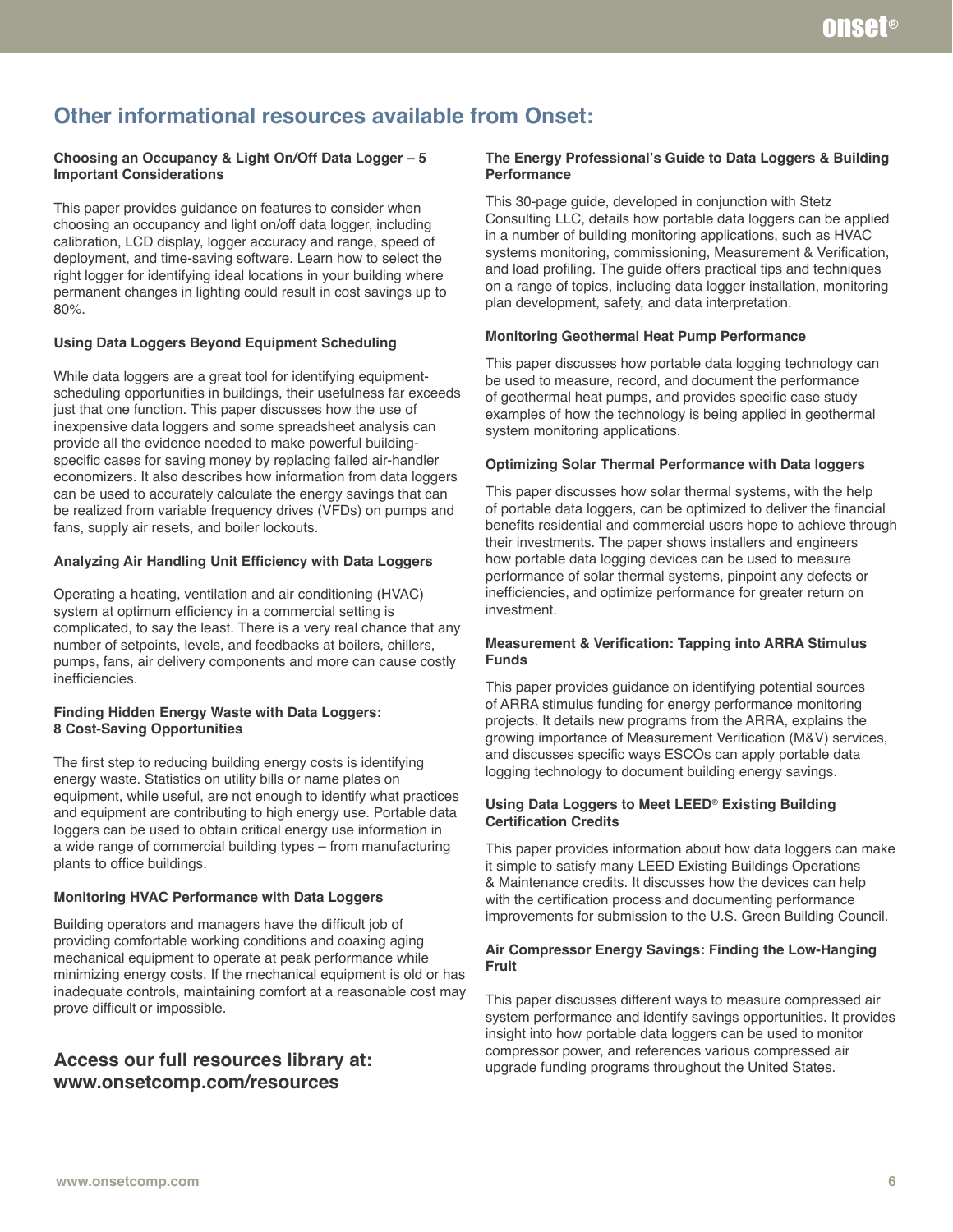## Other informational resources available from Onset:

### Choosing an Occupancy & Light On/Off Data Logger – 5 Important Considerations

This paper provides guidance on features to consider when choosing an occupancy and light on/off data logger, including calibration, LCD display, logger accuracy and range, speed of deployment, and time-saving software. Learn how to select the right logger for identifying ideal locations in your building where permanent changes in lighting could result in cost savings up to 80%.

### Using Data Loggers Beyond Equipment Scheduling

While data loggers are a great tool for identifying equipment-scheduling opportunities in buildings, their usefulness far exceeds just that one function. This paper discusses how the use of inexpensive data loggers and some spreadsheet analysis can provide all the evidence needed to make powerful building-specific cases for saving money by replacing failed air-handler economizers. It also describes how information from data loggers can be used to accurately calculate the energy savings that can be realized from variable frequency drives (VFDs) on pumps and fans, supply air resets, and boiler lockouts.

### Analyzing Air Handling Unit Efficiency with Data Loggers

Operating a heating, ventilation and air conditioning (HVAC) system at optimum efficiency in a commercial setting is complicated, to say the least. There is a very real chance that any number of setpoints, levels, and feedbacks at boilers, chillers, pumps, fans, air delivery components and more can cause costly inefficiencies.

### Finding Hidden Energy Waste with Data Loggers: 8 Cost-Saving Opportunities

The first step to reducing building energy costs is identifying energy waste. Statistics on utility bills or name plates on equipment, while useful, are not enough to identify what practices and equipment are contributing to high energy use. Portable data loggers can be used to obtain critical energy use information in a wide range of commercial building types – from manufacturing plants to office buildings.

### Monitoring HVAC Performance with Data Loggers

Building operators and managers have the difficult job of providing comfortable working conditions and coaxing aging mechanical equipment to operate at peak performance while minimizing energy costs. If the mechanical equipment is old or has inadequate controls, maintaining comfort at a reasonable cost may prove difficult or impossible.

### The Energy Professional's Guide to Data Loggers & Building Performance

This 30-page guide, developed in conjunction with Stetz Consulting LLC, details how portable data loggers can be applied in a number of building monitoring applications, such as HVAC systems monitoring, commissioning, Measurement & Verification, and load profiling. The guide offers practical tips and techniques on a range of topics, including data logger installation, monitoring plan development, safety, and data interpretation.

### Monitoring Geothermal Heat Pump Performance

This paper discusses how portable data logging technology can be used to measure, record, and document the performance of geothermal heat pumps, and provides specific case study examples of how the technology is being applied in geothermal system monitoring applications.

### Optimizing Solar Thermal Performance with Data loggers

This paper discusses how solar thermal systems, with the help of portable data loggers, can be optimized to deliver the financial benefits residential and commercial users hope to achieve through their investments. The paper shows installers and engineers how portable data logging devices can be used to measure performance of solar thermal systems, pinpoint any defects or inefficiencies, and optimize performance for greater return on investment.

### Measurement & Verification: Tapping into ARRA Stimulus Funds

This paper provides guidance on identifying potential sources of ARRA stimulus funding for energy performance monitoring projects. It details new programs from the ARRA, explains the growing importance of Measurement Verification (M&V) services, and discusses specific ways ESCOs can apply portable data logging technology to document building energy savings.

### Using Data Loggers to Meet LEED® Existing Building Certification Credits

This paper provides information about how data loggers can make it simple to satisfy many LEED Existing Buildings Operations & Maintenance credits. It discusses how the devices can help with the certification process and documenting performance improvements for submission to the U.S. Green Building Council.

### Air Compressor Energy Savings: Finding the Low-Hanging Fruit

This paper discusses different ways to measure compressed air system performance and identify savings opportunities. It provides insight into how portable data loggers can be used to monitor compressor power, and references various compressed air upgrade funding programs throughout the United States.

## Access our full resources library at: www.onsetcomp.com/resources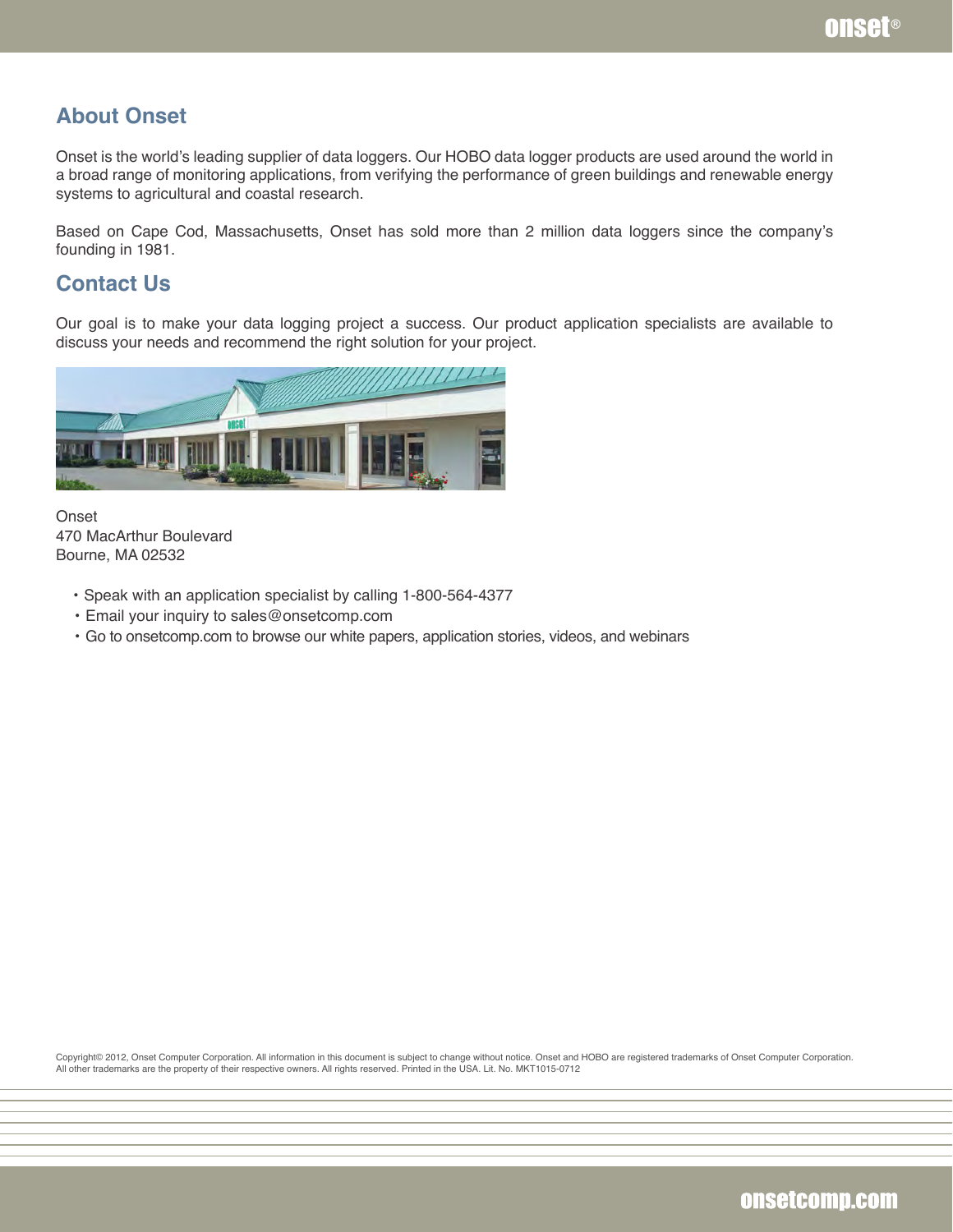## About Onset

Onset is the world's leading supplier of data loggers. Our HOBO data logger products are used around the world in a broad range of monitoring applications, from verifying the performance of green buildings and renewable energy systems to agricultural and coastal research.

Based on Cape Cod, Massachusetts, Onset has sold more than 2 million data loggers since the company's founding in 1981.

## Contact Us

Our goal is to make your data logging project a success. Our product application specialists are available to discuss your needs and recommend the right solution for your project.

Onset
470 MacArthur Boulevard
Bourne, MA 02532

- Speak with an application specialist by calling 1-800-564-4377
- Email your inquiry to sales@onsetcomp.com
- Go to onsetcomp.com to browse our white papers, application stories, videos, and webinars

Copyright© 2012, Onset Computer Corporation. All information in this document is subject to change without notice. Onset and HOBO are registered trademarks of Onset Computer Corporation. All other trademarks are the property of their respective owners. All rights reserved. Printed in the USA. Lit. No. MKT1015-0712